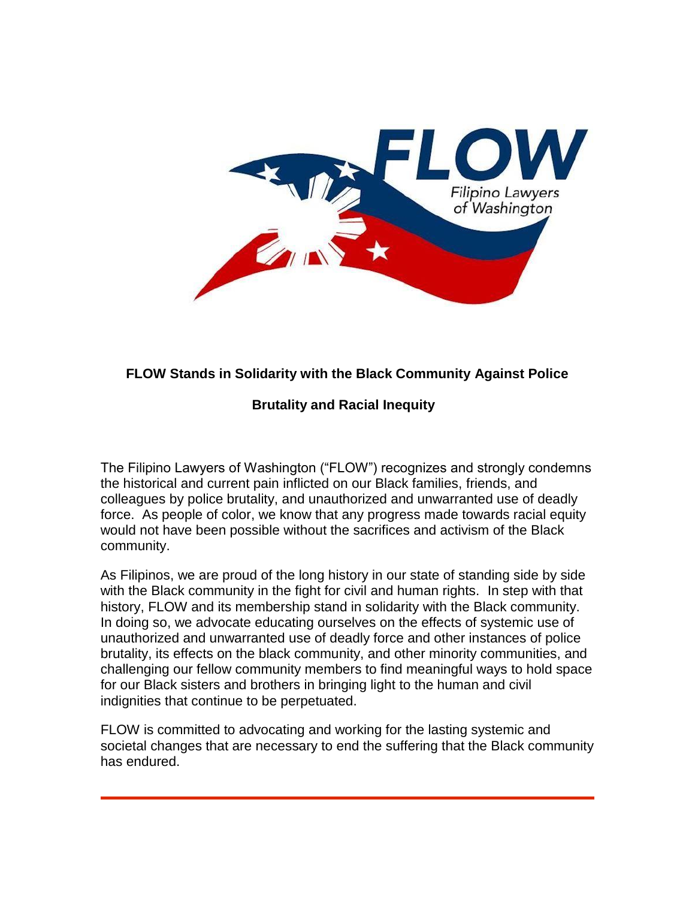# FLOW Stands in Solidarity with the Black Community Against Police Brutality and Racial Inequity

The Filipino Lawyers of Washington ("FLOW") recognizes and strongly condemns the historical and current pain inflicted on our Black families, friends, and colleagues by police brutality, and unauthorized and unwarranted use of deadly force. As people of color, we know that any progress made towards racial equity would not have been possible without the sacrifices and activism of the Black community.

As Filipinos, we are proud of the long history in our state of standing side by side with the Black community in the fight for civil and human rights. In step with that history, FLOW and its membership stand in solidarity with the Black community. In doing so, we advocate educating ourselves on the effects of systemic use of unauthorized and unwarranted use of deadly force and other instances of police brutality, its effects on the black community, and other minority communities, and challenging our fellow community members to find meaningful ways to hold space for our Black sisters and brothers in bringing light to the human and civil indignities that continue to be perpetuated.

FLOW is committed to advocating and working for the lasting systemic and societal changes that are necessary to end the suffering that the Black community has endured.

---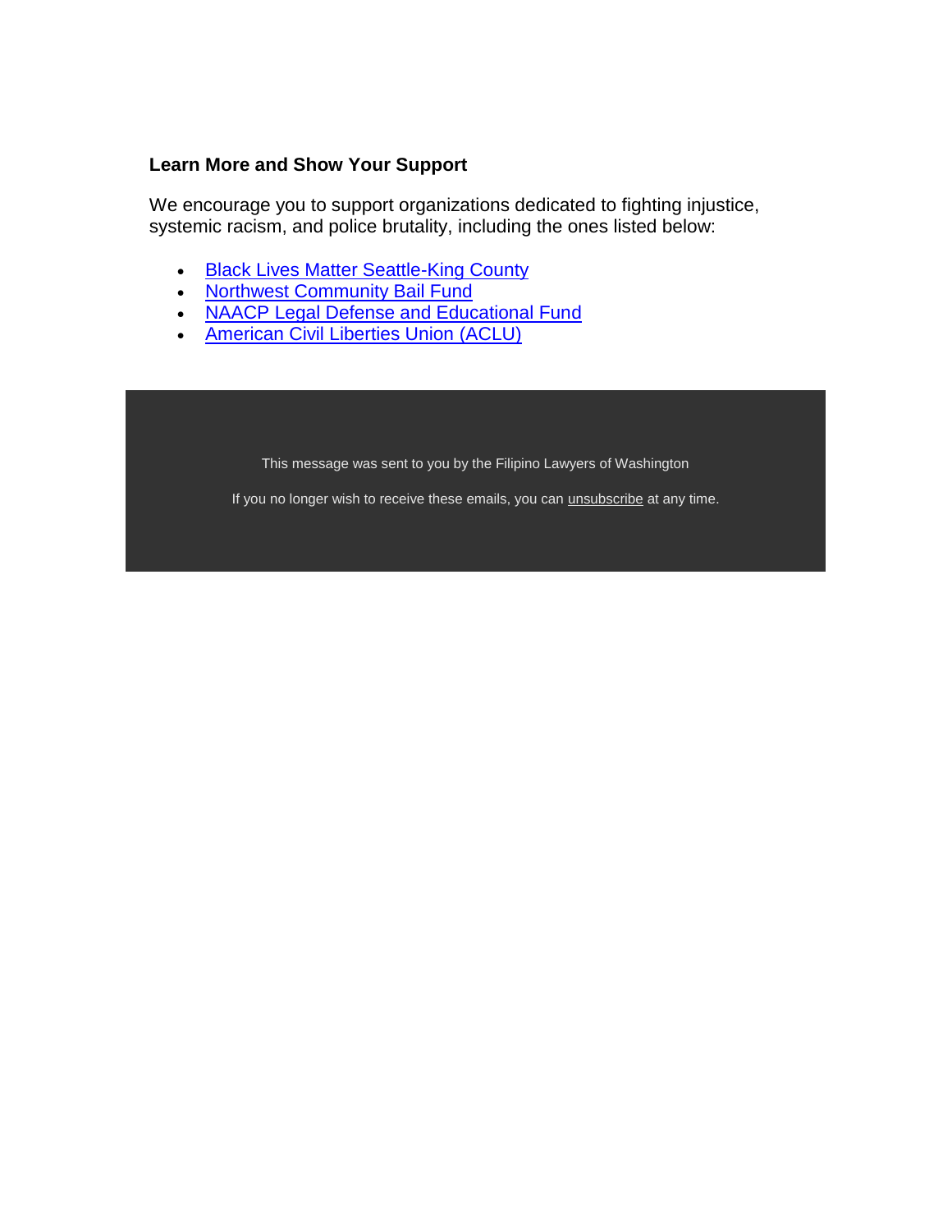**Learn More and Show Your Support**

We encourage you to support organizations dedicated to fighting injustice, systemic racism, and police brutality, including the ones listed below:

- Black Lives Matter Seattle-King County
- Northwest Community Bail Fund
- NAACP Legal Defense and Educational Fund
- American Civil Liberties Union (ACLU)

This message was sent to you by the Filipino Lawyers of Washington

If you no longer wish to receive these emails, you can unsubscribe at any time.